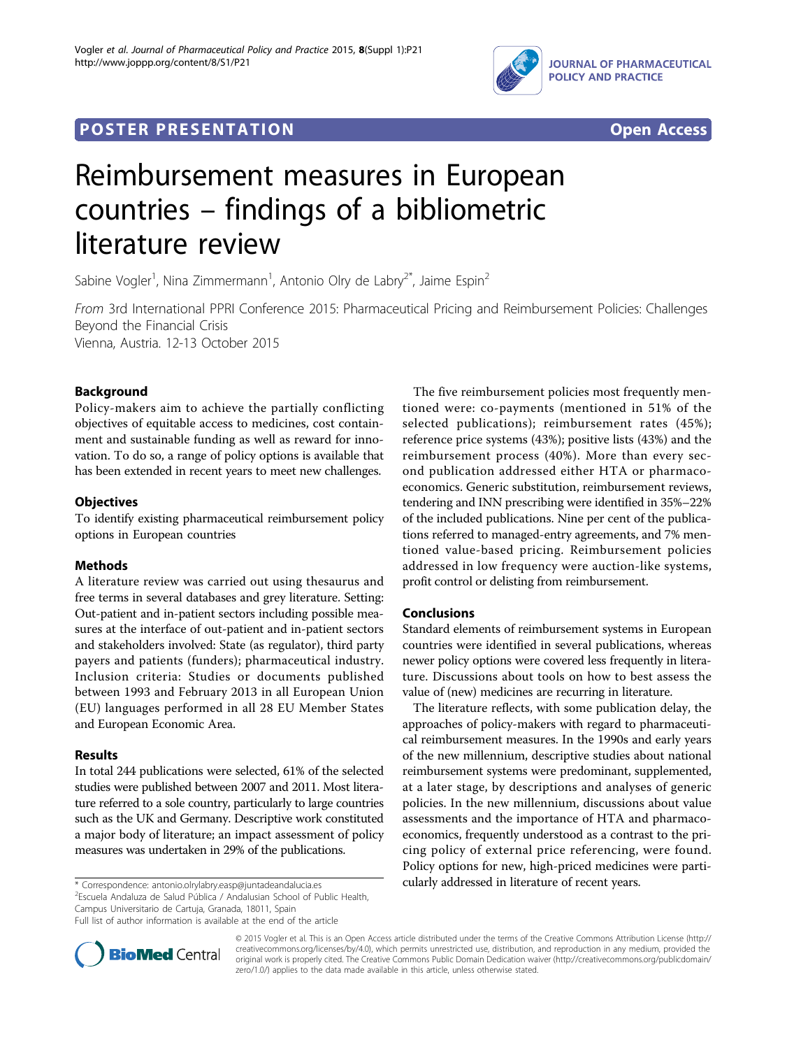POSTER PRESENTATION Open Access

# Reimbursement measures in European countries – findings of a bibliometric literature review

Sabine Vogler[1], Nina Zimmermann[1], Antonio Olry de Labry[2*], Jaime Espin[2]

*From* 3rd International PPRI Conference 2015: Pharmaceutical Pricing and Reimbursement Policies: Challenges Beyond the Financial Crisis
Vienna, Austria. 12-13 October 2015

## Background

Policy-makers aim to achieve the partially conflicting objectives of equitable access to medicines, cost containment and sustainable funding as well as reward for innovation. To do so, a range of policy options is available that has been extended in recent years to meet new challenges.

## Objectives

To identify existing pharmaceutical reimbursement policy options in European countries

## Methods

A literature review was carried out using thesaurus and free terms in several databases and grey literature. Setting: Out-patient and in-patient sectors including possible measures at the interface of out-patient and in-patient sectors and stakeholders involved: State (as regulator), third party payers and patients (funders); pharmaceutical industry. Inclusion criteria: Studies or documents published between 1993 and February 2013 in all European Union (EU) languages performed in all 28 EU Member States and European Economic Area.

## Results

In total 244 publications were selected, 61% of the selected studies were published between 2007 and 2011. Most literature referred to a sole country, particularly to large countries such as the UK and Germany. Descriptive work constituted a major body of literature; an impact assessment of policy measures was undertaken in 29% of the publications.

The five reimbursement policies most frequently mentioned were: co-payments (mentioned in 51% of the selected publications); reimbursement rates (45%); reference price systems (43%); positive lists (43%) and the reimbursement process (40%). More than every second publication addressed either HTA or pharmacoeconomics. Generic substitution, reimbursement reviews, tendering and INN prescribing were identified in 35%–22% of the included publications. Nine per cent of the publications referred to managed-entry agreements, and 7% mentioned value-based pricing. Reimbursement policies addressed in low frequency were auction-like systems, profit control or delisting from reimbursement.

## Conclusions

Standard elements of reimbursement systems in European countries were identified in several publications, whereas newer policy options were covered less frequently in literature. Discussions about tools on how to best assess the value of (new) medicines are recurring in literature.

The literature reflects, with some publication delay, the approaches of policy-makers with regard to pharmaceutical reimbursement measures. In the 1990s and early years of the new millennium, descriptive studies about national reimbursement systems were predominant, supplemented, at a later stage, by descriptions and analyses of generic policies. In the new millennium, discussions about value assessments and the importance of HTA and pharmacoeconomics, frequently understood as a contrast to the pricing policy of external price referencing, were found. Policy options for new, high-priced medicines were particularly addressed in literature of recent years.

\* Correspondence: antonio.olrylabry.easp@juntadeandalucia.es
[2]Escuela Andaluza de Salud Pública / Andalusian School of Public Health, Campus Universitario de Cartuja, Granada, 18011, Spain
Full list of author information is available at the end of the article

© 2015 Vogler et al. This is an Open Access article distributed under the terms of the Creative Commons Attribution License (http://creativecommons.org/licenses/by/4.0), which permits unrestricted use, distribution, and reproduction in any medium, provided the original work is properly cited. The Creative Commons Public Domain Dedication waiver (http://creativecommons.org/publicdomain/zero/1.0/) applies to the data made available in this article, unless otherwise stated.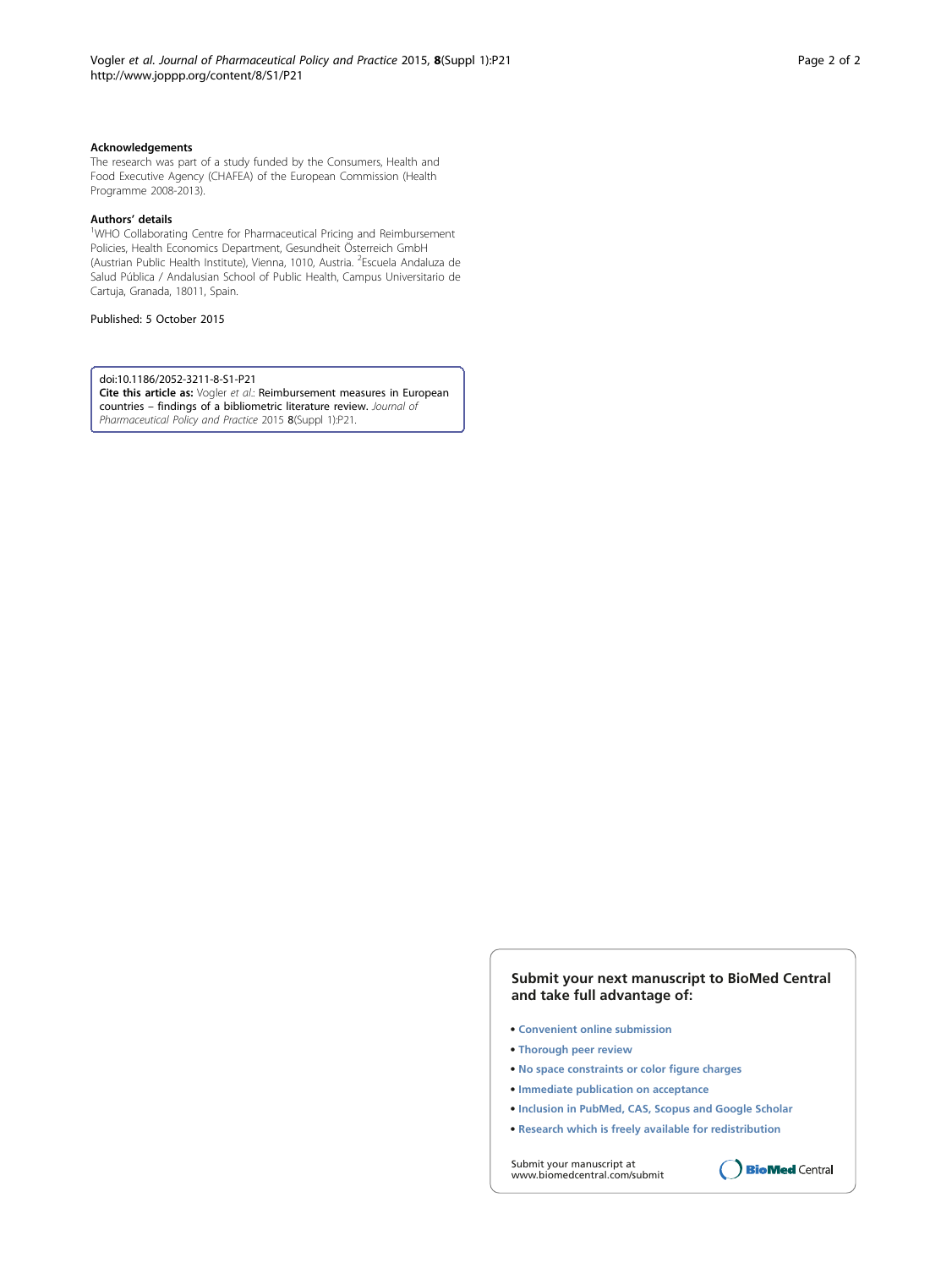### Acknowledgements

The research was part of a study funded by the Consumers, Health and Food Executive Agency (CHAFEA) of the European Commission (Health Programme 2008-2013).

### Authors' details

[1]WHO Collaborating Centre for Pharmaceutical Pricing and Reimbursement Policies, Health Economics Department, Gesundheit Österreich GmbH (Austrian Public Health Institute), Vienna, 1010, Austria. [2]Escuela Andaluza de Salud Pública / Andalusian School of Public Health, Campus Universitario de Cartuja, Granada, 18011, Spain.

Published: 5 October 2015

doi:10.1186/2052-3211-8-S1-P21

**Cite this article as:** Vogler *et al.*: Reimbursement measures in European countries – findings of a bibliometric literature review. *Journal of Pharmaceutical Policy and Practice* 2015 **8**(Suppl 1):P21.

**Submit your next manuscript to BioMed Central and take full advantage of:**

- **Convenient online submission**
- **Thorough peer review**
- **No space constraints or color figure charges**
- **Immediate publication on acceptance**
- **Inclusion in PubMed, CAS, Scopus and Google Scholar**
- **Research which is freely available for redistribution**

Submit your manuscript at www.biomedcentral.com/submit

BioMed Central